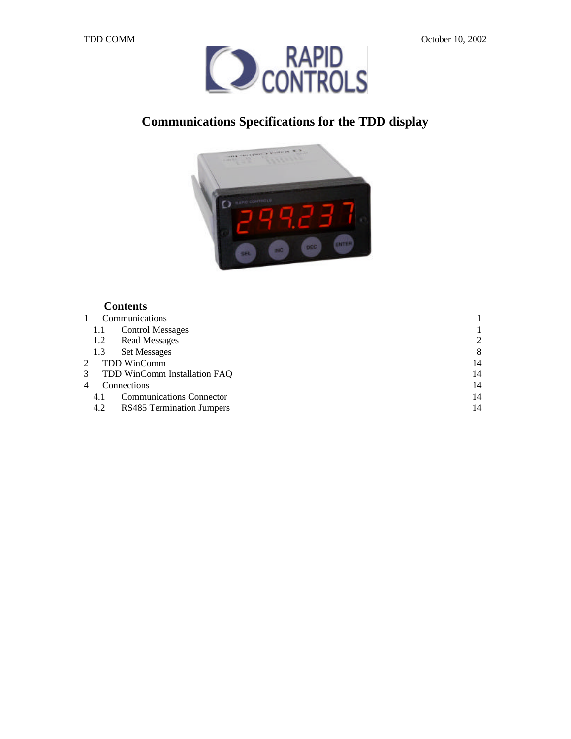# Communications Specifications for the TDD display

## Contents

| | | |
|---|---|---|
| 1 | Communications | 1 |
| 1.1 | Control Messages | 1 |
| 1.2 | Read Messages | 2 |
| 1.3 | Set Messages | 8 |
| 2 | TDD WinComm | 14 |
| 3 | TDD WinComm Installation FAQ | 14 |
| 4 | Connections | 14 |
| 4.1 | Communications Connector | 14 |
| 4.2 | RS485 Termination Jumpers | 14 |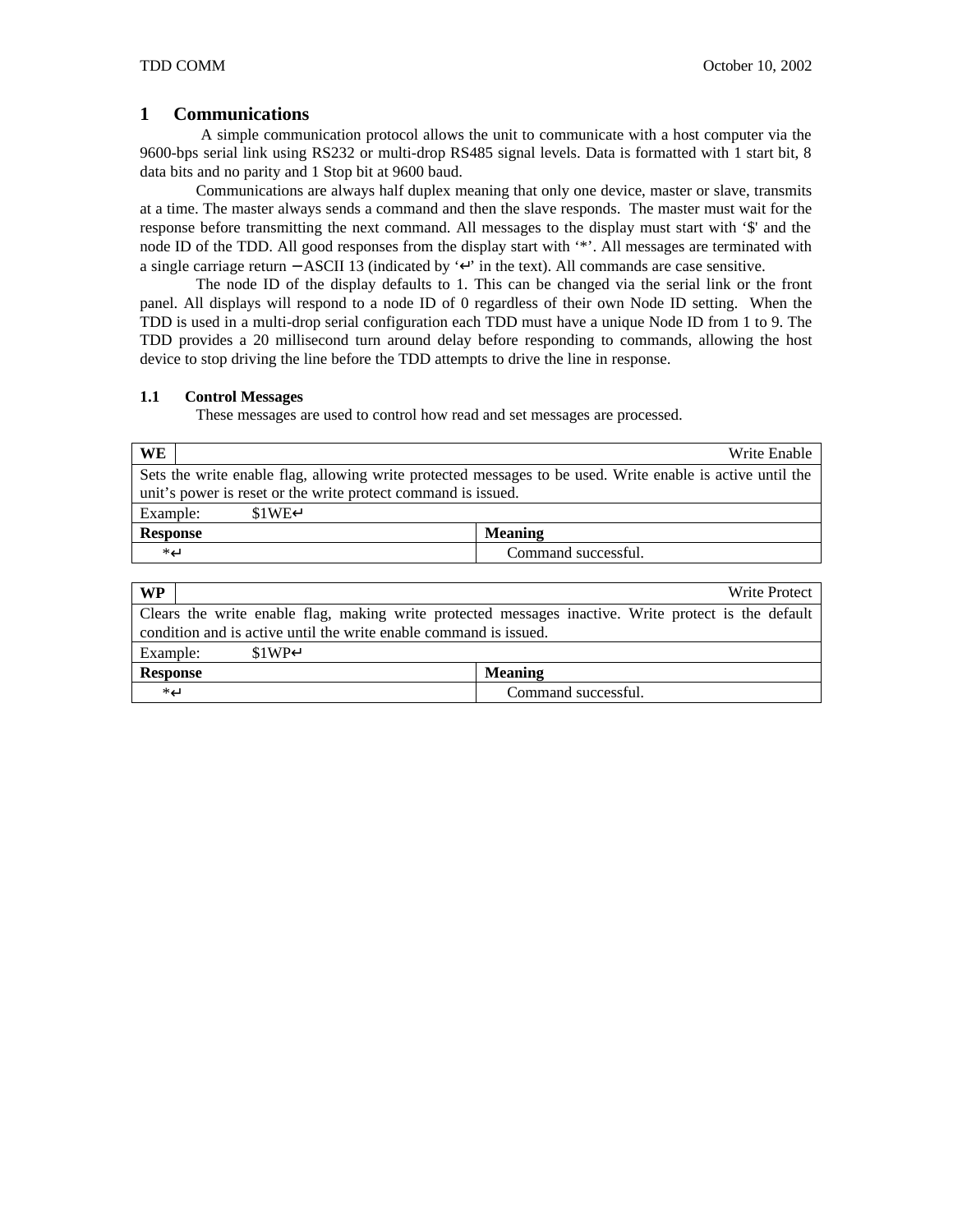# 1 Communications

A simple communication protocol allows the unit to communicate with a host computer via the 9600-bps serial link using RS232 or multi-drop RS485 signal levels. Data is formatted with 1 start bit, 8 data bits and no parity and 1 Stop bit at 9600 baud.

Communications are always half duplex meaning that only one device, master or slave, transmits at a time. The master always sends a command and then the slave responds. The master must wait for the response before transmitting the next command. All messages to the display must start with '$' and the node ID of the TDD. All good responses from the display start with '*'. All messages are terminated with a single carriage return – ASCII 13 (indicated by '↵' in the text). All commands are case sensitive.

The node ID of the display defaults to 1. This can be changed via the serial link or the front panel. All displays will respond to a node ID of 0 regardless of their own Node ID setting. When the TDD is used in a multi-drop serial configuration each TDD must have a unique Node ID from 1 to 9. The TDD provides a 20 millisecond turn around delay before responding to commands, allowing the host device to stop driving the line before the TDD attempts to drive the line in response.

## 1.1 Control Messages

These messages are used to control how read and set messages are processed.

| **WE** | Write Enable |
|---|---|
| Sets the write enable flag, allowing write protected messages to be used. Write enable is active until the unit's power is reset or the write protect command is issued. | |
| Example: $1WE↵ | |
| **Response** | **Meaning** |
| *↵ | Command successful. |

| **WP** | Write Protect |
|---|---|
| Clears the write enable flag, making write protected messages inactive. Write protect is the default condition and is active until the write enable command is issued. | |
| Example: $1WP↵ | |
| **Response** | **Meaning** |
| *↵ | Command successful. |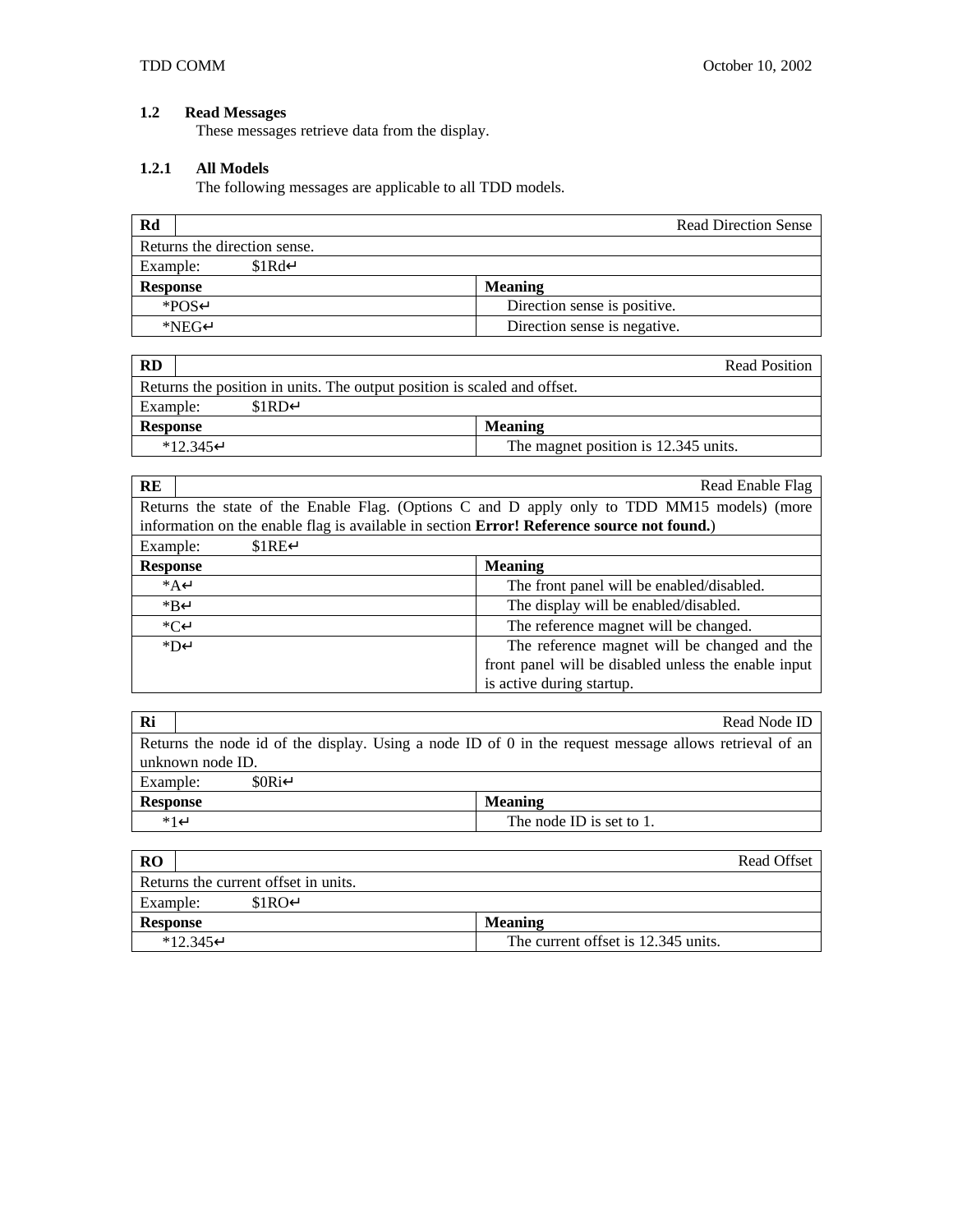## 1.2 Read Messages

These messages retrieve data from the display.

### 1.2.1 All Models

The following messages are applicable to all TDD models.

| **Rd** | Read Direction Sense |
| --- | --- |
| Returns the direction sense. | |
| Example: $1Rd↵ | |
| **Response** | **Meaning** |
| *POS↵ | Direction sense is positive. |
| *NEG↵ | Direction sense is negative. |

| **RD** | Read Position |
| --- | --- |
| Returns the position in units. The output position is scaled and offset. | |
| Example: $1RD↵ | |
| **Response** | **Meaning** |
| *12.345↵ | The magnet position is 12.345 units. |

| **RE** | Read Enable Flag |
| --- | --- |
| Returns the state of the Enable Flag. (Options C and D apply only to TDD MM15 models) (more information on the enable flag is available in section **Error! Reference source not found.**) | |
| Example: $1RE↵ | |
| **Response** | **Meaning** |
| *A↵ | The front panel will be enabled/disabled. |
| *B↵ | The display will be enabled/disabled. |
| *C↵ | The reference magnet will be changed. |
| *D↵ | The reference magnet will be changed and the front panel will be disabled unless the enable input is active during startup. |

| **Ri** | Read Node ID |
| --- | --- |
| Returns the node id of the display. Using a node ID of 0 in the request message allows retrieval of an unknown node ID. | |
| Example: $0Ri↵ | |
| **Response** | **Meaning** |
| *1↵ | The node ID is set to 1. |

| **RO** | Read Offset |
| --- | --- |
| Returns the current offset in units. | |
| Example: $1RO↵ | |
| **Response** | **Meaning** |
| *12.345↵ | The current offset is 12.345 units. |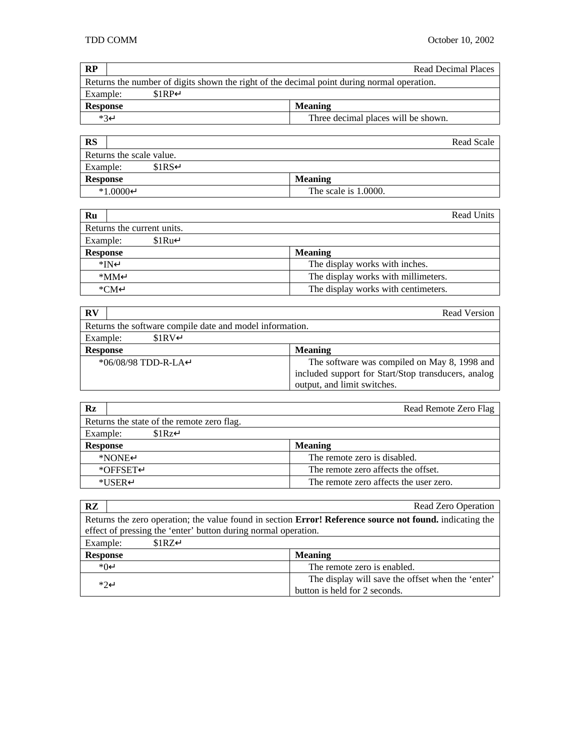| **RP** | Read Decimal Places |
|---|---|
| Returns the number of digits shown the right of the decimal point during normal operation. | |
| Example: $1RP↵ | |
| **Response** | **Meaning** |
| *3↵ | Three decimal places will be shown. |

| **RS** | Read Scale |
|---|---|
| Returns the scale value. | |
| Example: $1RS↵ | |
| **Response** | **Meaning** |
| *1.0000↵ | The scale is 1.0000. |

| **Ru** | Read Units |
|---|---|
| Returns the current units. | |
| Example: $1Ru↵ | |
| **Response** | **Meaning** |
| *IN↵ | The display works with inches. |
| *MM↵ | The display works with millimeters. |
| *CM↵ | The display works with centimeters. |

| **RV** | Read Version |
|---|---|
| Returns the software compile date and model information. | |
| Example: $1RV↵ | |
| **Response** | **Meaning** |
| *06/08/98 TDD-R-LA↵ | The software was compiled on May 8, 1998 and included support for Start/Stop transducers, analog output, and limit switches. |

| **Rz** | Read Remote Zero Flag |
|---|---|
| Returns the state of the remote zero flag. | |
| Example: $1Rz↵ | |
| **Response** | **Meaning** |
| *NONE↵ | The remote zero is disabled. |
| *OFFSET↵ | The remote zero affects the offset. |
| *USER↵ | The remote zero affects the user zero. |

| **RZ** | Read Zero Operation |
|---|---|
| Returns the zero operation; the value found in section **Error! Reference source not found.** indicating the effect of pressing the 'enter' button during normal operation. | |
| Example: $1RZ↵ | |
| **Response** | **Meaning** |
| *0↵ | The remote zero is enabled. |
| *2↵ | The display will save the offset when the 'enter' button is held for 2 seconds. |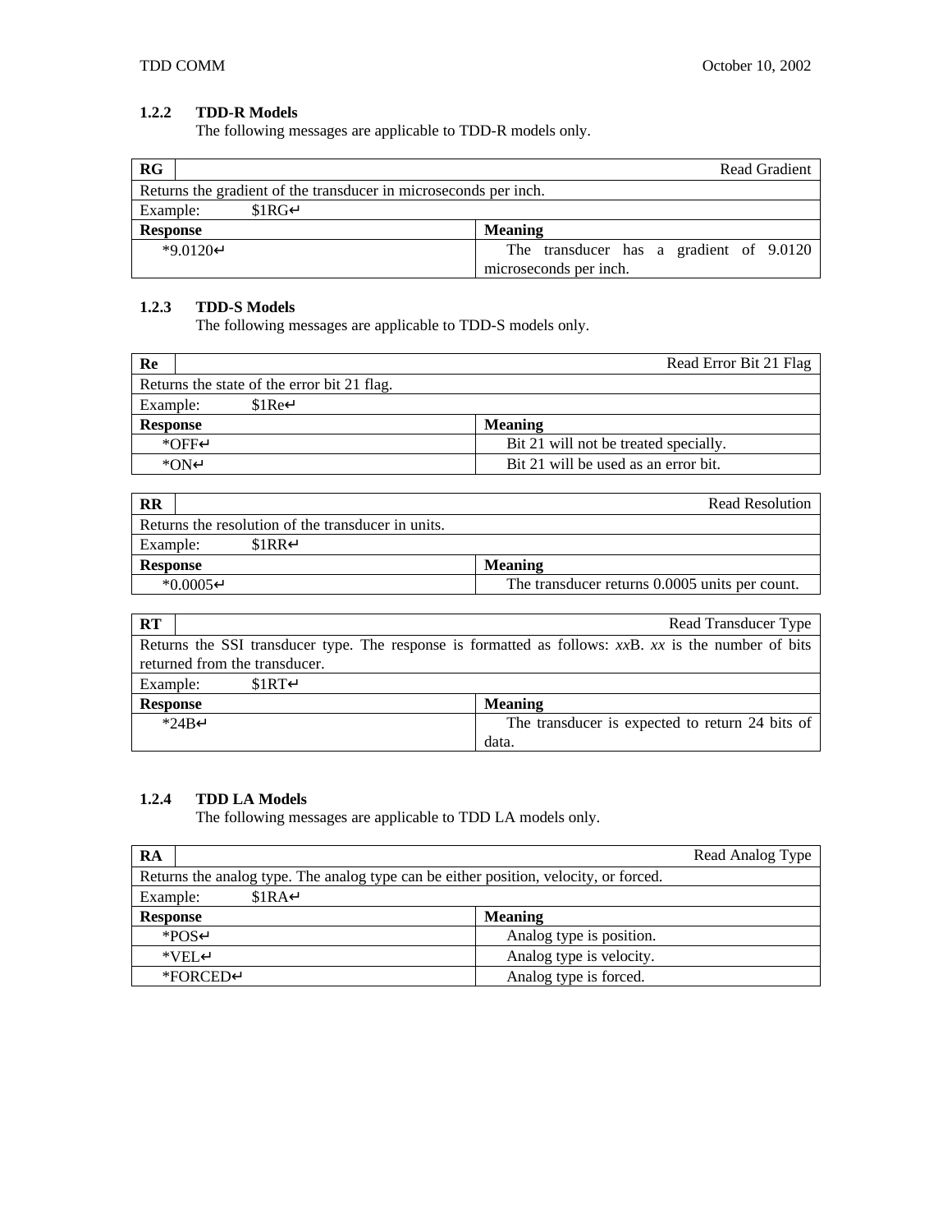### 1.2.2 TDD-R Models

The following messages are applicable to TDD-R models only.

| **RG** | Read Gradient |
|---|---|
| Returns the gradient of the transducer in microseconds per inch. | |
| Example: $1RG↵ | |
| **Response** | **Meaning** |
| *9.0120↵ | The transducer has a gradient of 9.0120 microseconds per inch. |

### 1.2.3 TDD-S Models

The following messages are applicable to TDD-S models only.

| **Re** | Read Error Bit 21 Flag |
|---|---|
| Returns the state of the error bit 21 flag. | |
| Example: $1Re↵ | |
| **Response** | **Meaning** |
| *OFF↵ | Bit 21 will not be treated specially. |
| *ON↵ | Bit 21 will be used as an error bit. |

| **RR** | Read Resolution |
|---|---|
| Returns the resolution of the transducer in units. | |
| Example: $1RR↵ | |
| **Response** | **Meaning** |
| *0.0005↵ | The transducer returns 0.0005 units per count. |

| **RT** | Read Transducer Type |
|---|---|
| Returns the SSI transducer type. The response is formatted as follows: *xx*B. *xx* is the number of bits returned from the transducer. | |
| Example: $1RT↵ | |
| **Response** | **Meaning** |
| *24B↵ | The transducer is expected to return 24 bits of data. |

### 1.2.4 TDD LA Models

The following messages are applicable to TDD LA models only.

| **RA** | Read Analog Type |
|---|---|
| Returns the analog type. The analog type can be either position, velocity, or forced. | |
| Example: $1RA↵ | |
| **Response** | **Meaning** |
| *POS↵ | Analog type is position. |
| *VEL↵ | Analog type is velocity. |
| *FORCED↵ | Analog type is forced. |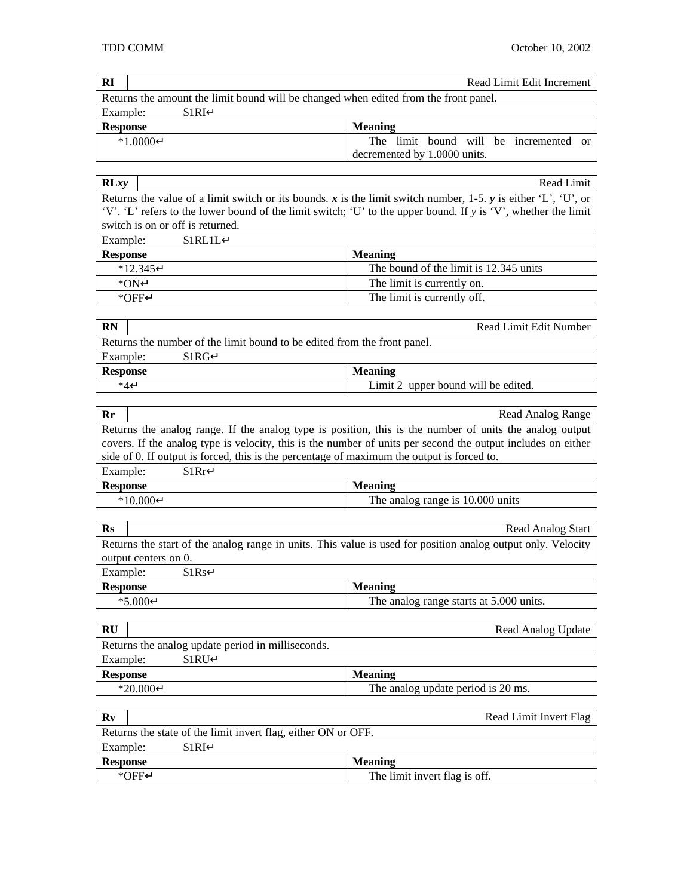| **RI** | Read Limit Edit Increment |
|---|---|
| Returns the amount the limit bound will be changed when edited from the front panel. | |
| Example: $1RI↵ | |
| **Response** | **Meaning** |
| *1.0000↵ | The limit bound will be incremented or decremented by 1.0000 units. |

| **RL*xy*** | Read Limit |
|---|---|
| Returns the value of a limit switch or its bounds. ***x*** is the limit switch number, 1-5. ***y*** is either 'L', 'U', or 'V'. 'L' refers to the lower bound of the limit switch; 'U' to the upper bound. If *y* is 'V', whether the limit switch is on or off is returned. | |
| Example: $1RL1L↵ | |
| **Response** | **Meaning** |
| *12.345↵ | The bound of the limit is 12.345 units |
| *ON↵ | The limit is currently on. |
| *OFF↵ | The limit is currently off. |

| **RN** | Read Limit Edit Number |
|---|---|
| Returns the number of the limit bound to be edited from the front panel. | |
| Example: $1RG↵ | |
| **Response** | **Meaning** |
| *4↵ | Limit 2 upper bound will be edited. |

| **Rr** | Read Analog Range |
|---|---|
| Returns the analog range. If the analog type is position, this is the number of units the analog output covers. If the analog type is velocity, this is the number of units per second the output includes on either side of 0. If output is forced, this is the percentage of maximum the output is forced to. | |
| Example: $1Rr↵ | |
| **Response** | **Meaning** |
| *10.000↵ | The analog range is 10.000 units |

| **Rs** | Read Analog Start |
|---|---|
| Returns the start of the analog range in units. This value is used for position analog output only. Velocity output centers on 0. | |
| Example: $1Rs↵ | |
| **Response** | **Meaning** |
| *5.000↵ | The analog range starts at 5.000 units. |

| **RU** | Read Analog Update |
|---|---|
| Returns the analog update period in milliseconds. | |
| Example: $1RU↵ | |
| **Response** | **Meaning** |
| *20.000↵ | The analog update period is 20 ms. |

| **Rv** | Read Limit Invert Flag |
|---|---|
| Returns the state of the limit invert flag, either ON or OFF. | |
| Example: $1RI↵ | |
| **Response** | **Meaning** |
| *OFF↵ | The limit invert flag is off. |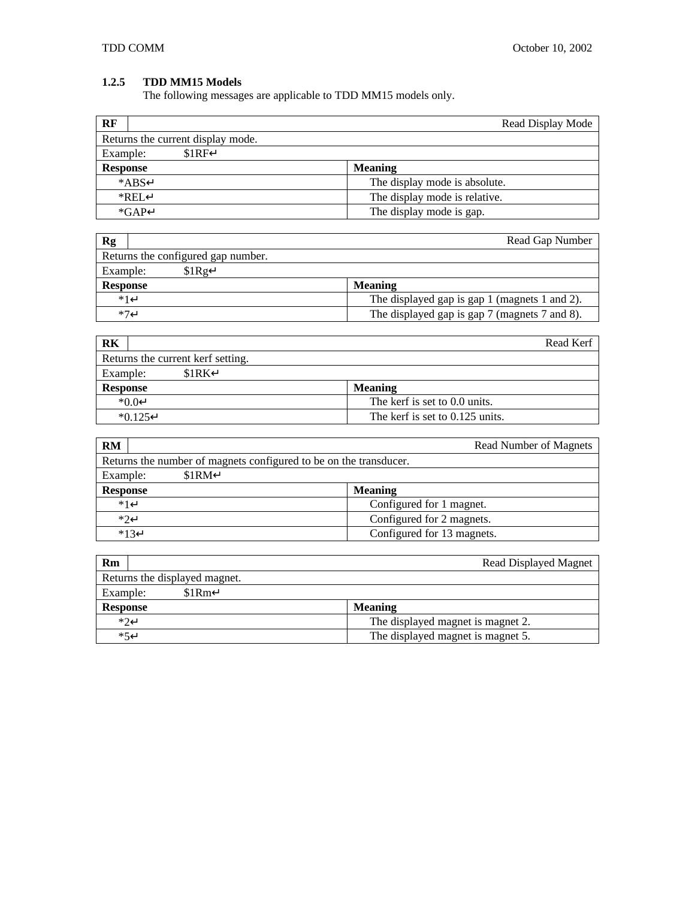### 1.2.5 TDD MM15 Models

The following messages are applicable to TDD MM15 models only.

| **RF** | Read Display Mode |
|---|---|
| Returns the current display mode. | |
| Example: $1RF↵ | |
| **Response** | **Meaning** |
| *ABS↵ | The display mode is absolute. |
| *REL↵ | The display mode is relative. |
| *GAP↵ | The display mode is gap. |

| **Rg** | Read Gap Number |
|---|---|
| Returns the configured gap number. | |
| Example: $1Rg↵ | |
| **Response** | **Meaning** |
| *1↵ | The displayed gap is gap 1 (magnets 1 and 2). |
| *7↵ | The displayed gap is gap 7 (magnets 7 and 8). |

| **RK** | Read Kerf |
|---|---|
| Returns the current kerf setting. | |
| Example: $1RK↵ | |
| **Response** | **Meaning** |
| *0.0↵ | The kerf is set to 0.0 units. |
| *0.125↵ | The kerf is set to 0.125 units. |

| **RM** | Read Number of Magnets |
|---|---|
| Returns the number of magnets configured to be on the transducer. | |
| Example: $1RM↵ | |
| **Response** | **Meaning** |
| *1↵ | Configured for 1 magnet. |
| *2↵ | Configured for 2 magnets. |
| *13↵ | Configured for 13 magnets. |

| **Rm** | Read Displayed Magnet |
|---|---|
| Returns the displayed magnet. | |
| Example: $1Rm↵ | |
| **Response** | **Meaning** |
| *2↵ | The displayed magnet is magnet 2. |
| *5↵ | The displayed magnet is magnet 5. |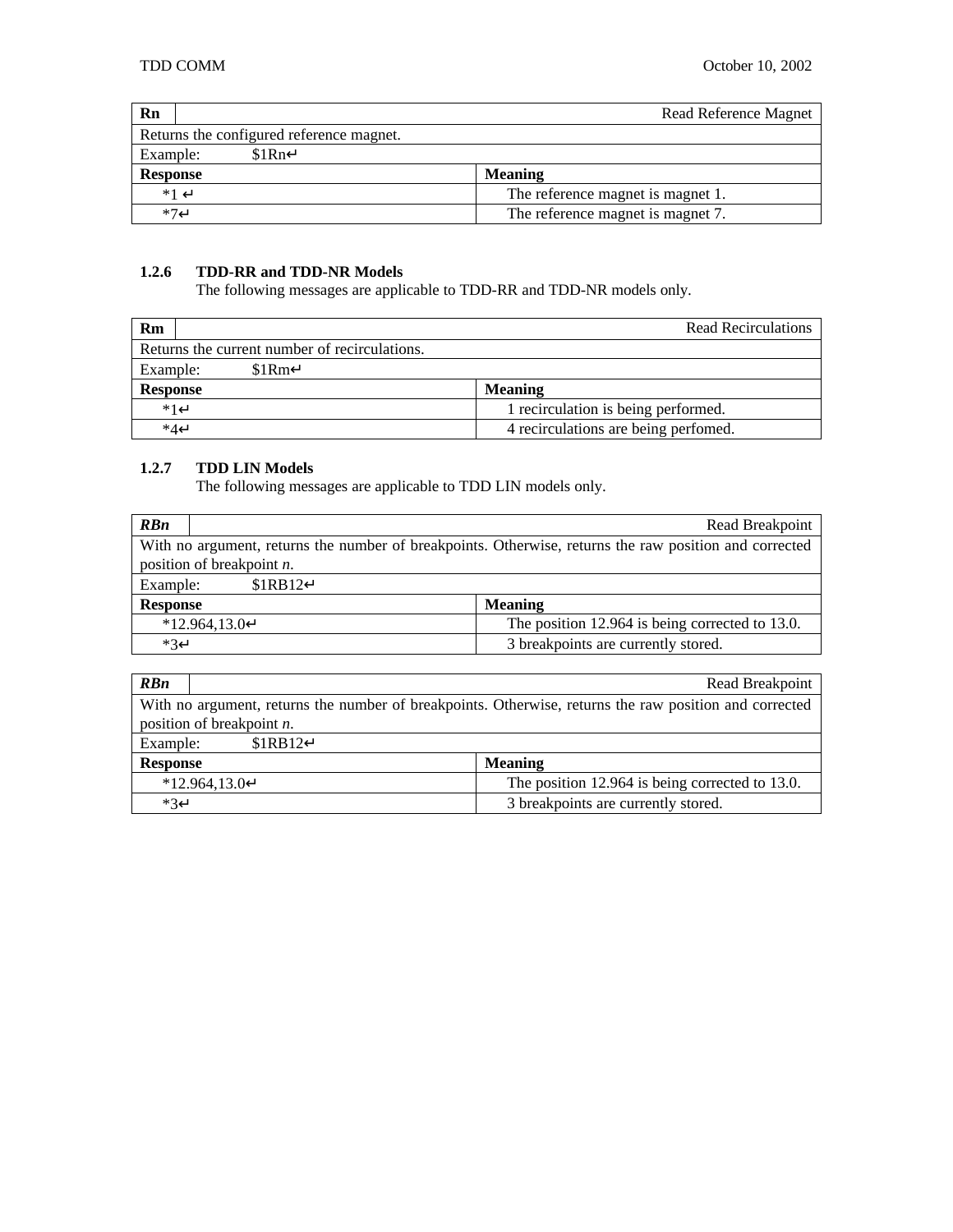| **Rn** | Read Reference Magnet |
|---|---|
| Returns the configured reference magnet. | |
| Example: $1Rn↵ | |
| **Response** | **Meaning** |
| *1 ↵ | The reference magnet is magnet 1. |
| *7↵ | The reference magnet is magnet 7. |

### 1.2.6 TDD-RR and TDD-NR Models

The following messages are applicable to TDD-RR and TDD-NR models only.

| **Rm** | Read Recirculations |
|---|---|
| Returns the current number of recirculations. | |
| Example: $1Rm↵ | |
| **Response** | **Meaning** |
| *1↵ | 1 recirculation is being performed. |
| *4↵ | 4 recirculations are being perfomed. |

### 1.2.7 TDD LIN Models

The following messages are applicable to TDD LIN models only.

| ***RBn*** | Read Breakpoint |
|---|---|
| With no argument, returns the number of breakpoints. Otherwise, returns the raw position and corrected position of breakpoint *n*. | |
| Example: $1RB12↵ | |
| **Response** | **Meaning** |
| *12.964,13.0↵ | The position 12.964 is being corrected to 13.0. |
| *3↵ | 3 breakpoints are currently stored. |

| ***RBn*** | Read Breakpoint |
|---|---|
| With no argument, returns the number of breakpoints. Otherwise, returns the raw position and corrected position of breakpoint *n*. | |
| Example: $1RB12↵ | |
| **Response** | **Meaning** |
| *12.964,13.0↵ | The position 12.964 is being corrected to 13.0. |
| *3↵ | 3 breakpoints are currently stored. |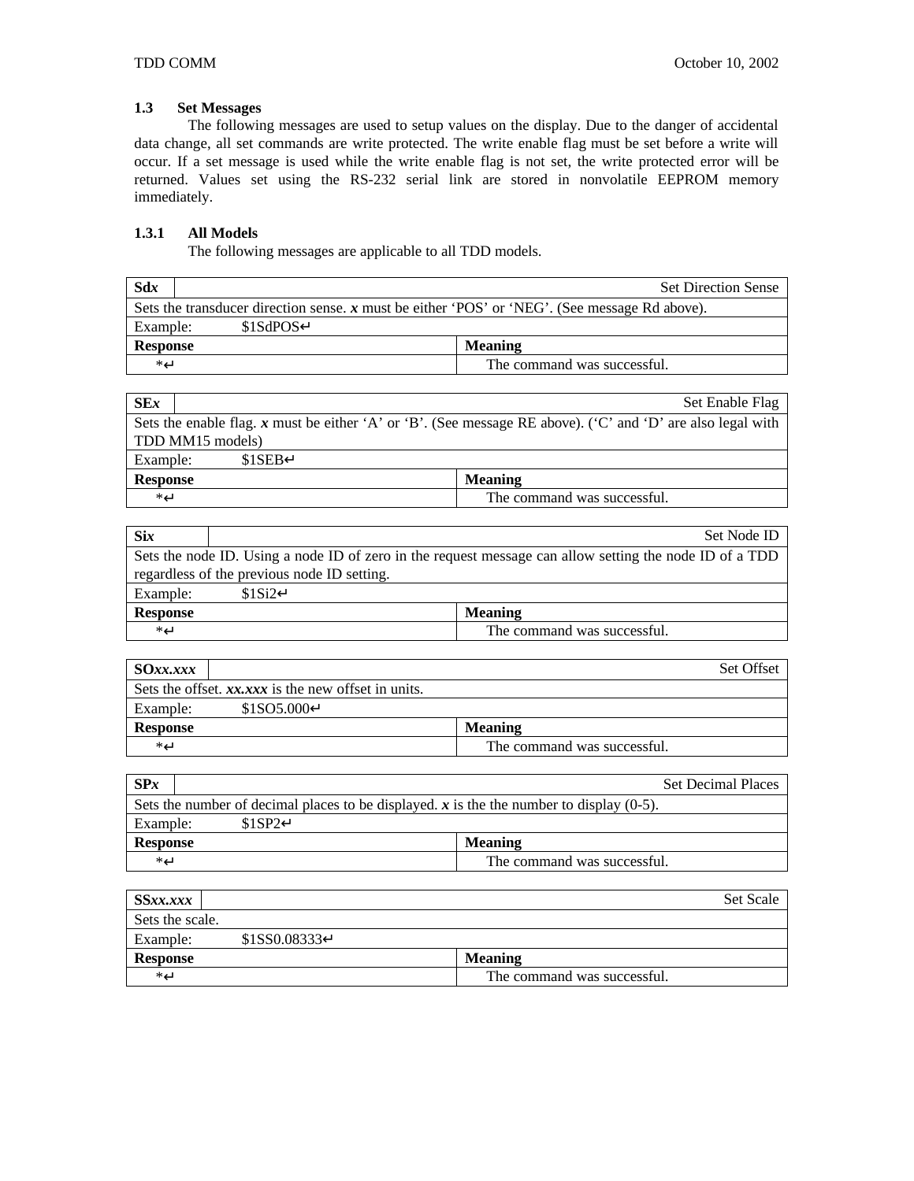## 1.3 Set Messages

The following messages are used to setup values on the display. Due to the danger of accidental data change, all set commands are write protected. The write enable flag must be set before a write will occur. If a set message is used while the write enable flag is not set, the write protected error will be returned. Values set using the RS-232 serial link are stored in nonvolatile EEPROM memory immediately.

### 1.3.1 All Models

The following messages are applicable to all TDD models.

| **Sd*x*** | Set Direction Sense |
|---|---|
| Sets the transducer direction sense. ***x*** must be either 'POS' or 'NEG'. (See message Rd above). | |
| Example: $1SdPOS↵ | |
| **Response** | **Meaning** |
| *↵ | The command was successful. |

| **SE*x*** | Set Enable Flag |
|---|---|
| Sets the enable flag. ***x*** must be either 'A' or 'B'. (See message RE above). ('C' and 'D' are also legal with TDD MM15 models) | |
| Example: $1SEB↵ | |
| **Response** | **Meaning** |
| *↵ | The command was successful. |

| **Si*x*** | Set Node ID |
|---|---|
| Sets the node ID. Using a node ID of zero in the request message can allow setting the node ID of a TDD regardless of the previous node ID setting. | |
| Example: $1Si2↵ | |
| **Response** | **Meaning** |
| *↵ | The command was successful. |

| **SO*xx.xxx*** | Set Offset |
|---|---|
| Sets the offset. ***xx.xxx*** is the new offset in units. | |
| Example: $1SO5.000↵ | |
| **Response** | **Meaning** |
| *↵ | The command was successful. |

| **SP*x*** | Set Decimal Places |
|---|---|
| Sets the number of decimal places to be displayed. ***x*** is the the number to display (0-5). | |
| Example: $1SP2↵ | |
| **Response** | **Meaning** |
| *↵ | The command was successful. |

| **SS*xx.xxx*** | Set Scale |
|---|---|
| Sets the scale. | |
| Example: $1SS0.08333↵ | |
| **Response** | **Meaning** |
| *↵ | The command was successful. |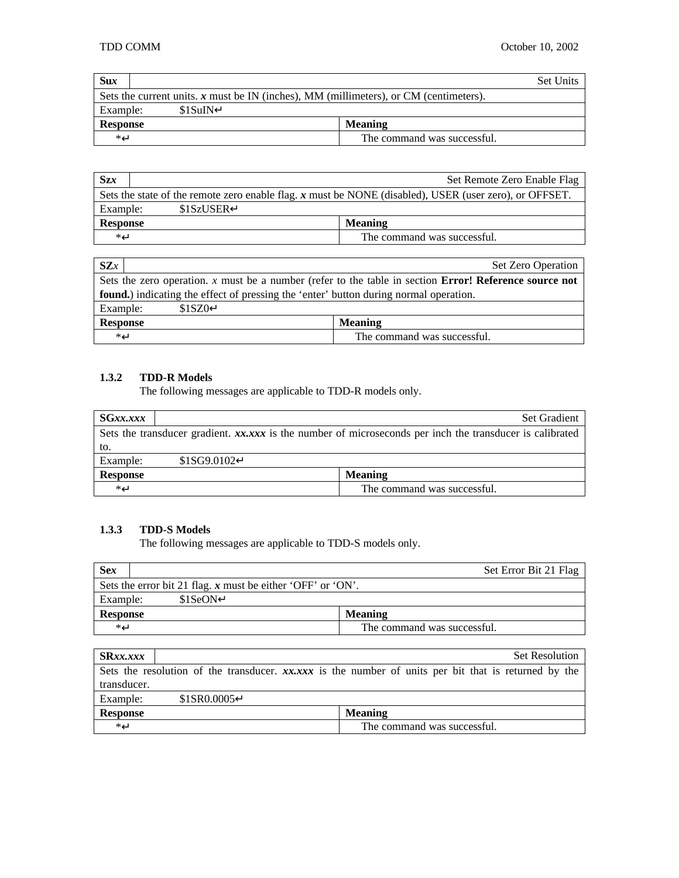| **Su*x*** | Set Units |
|---|---|
| Sets the current units. ***x*** must be IN (inches), MM (millimeters), or CM (centimeters). | |
| Example: $1SuIN↵ | |
| **Response** | **Meaning** |
| *↵ | The command was successful. |

| **Sz*x*** | Set Remote Zero Enable Flag |
|---|---|
| Sets the state of the remote zero enable flag. ***x*** must be NONE (disabled), USER (user zero), or OFFSET. | |
| Example: $1SzUSER↵ | |
| **Response** | **Meaning** |
| *↵ | The command was successful. |

| **SZ*x*** | Set Zero Operation |
|---|---|
| Sets the zero operation. *x* must be a number (refer to the table in section **Error! Reference source not found.**) indicating the effect of pressing the 'enter' button during normal operation. | |
| Example: $1SZ0↵ | |
| **Response** | **Meaning** |
| *↵ | The command was successful. |

### 1.3.2 TDD-R Models

The following messages are applicable to TDD-R models only.

| **SG*xx.xxx*** | Set Gradient |
|---|---|
| Sets the transducer gradient. ***xx.xxx*** is the number of microseconds per inch the transducer is calibrated to. | |
| Example: $1SG9.0102↵ | |
| **Response** | **Meaning** |
| *↵ | The command was successful. |

### 1.3.3 TDD-S Models

The following messages are applicable to TDD-S models only.

| **Se*x*** | Set Error Bit 21 Flag |
|---|---|
| Sets the error bit 21 flag. ***x*** must be either 'OFF' or 'ON'. | |
| Example: $1SeON↵ | |
| **Response** | **Meaning** |
| *↵ | The command was successful. |

| **SR*xx.xxx*** | Set Resolution |
|---|---|
| Sets the resolution of the transducer. ***xx.xxx*** is the number of units per bit that is returned by the transducer. | |
| Example: $1SR0.0005↵ | |
| **Response** | **Meaning** |
| *↵ | The command was successful. |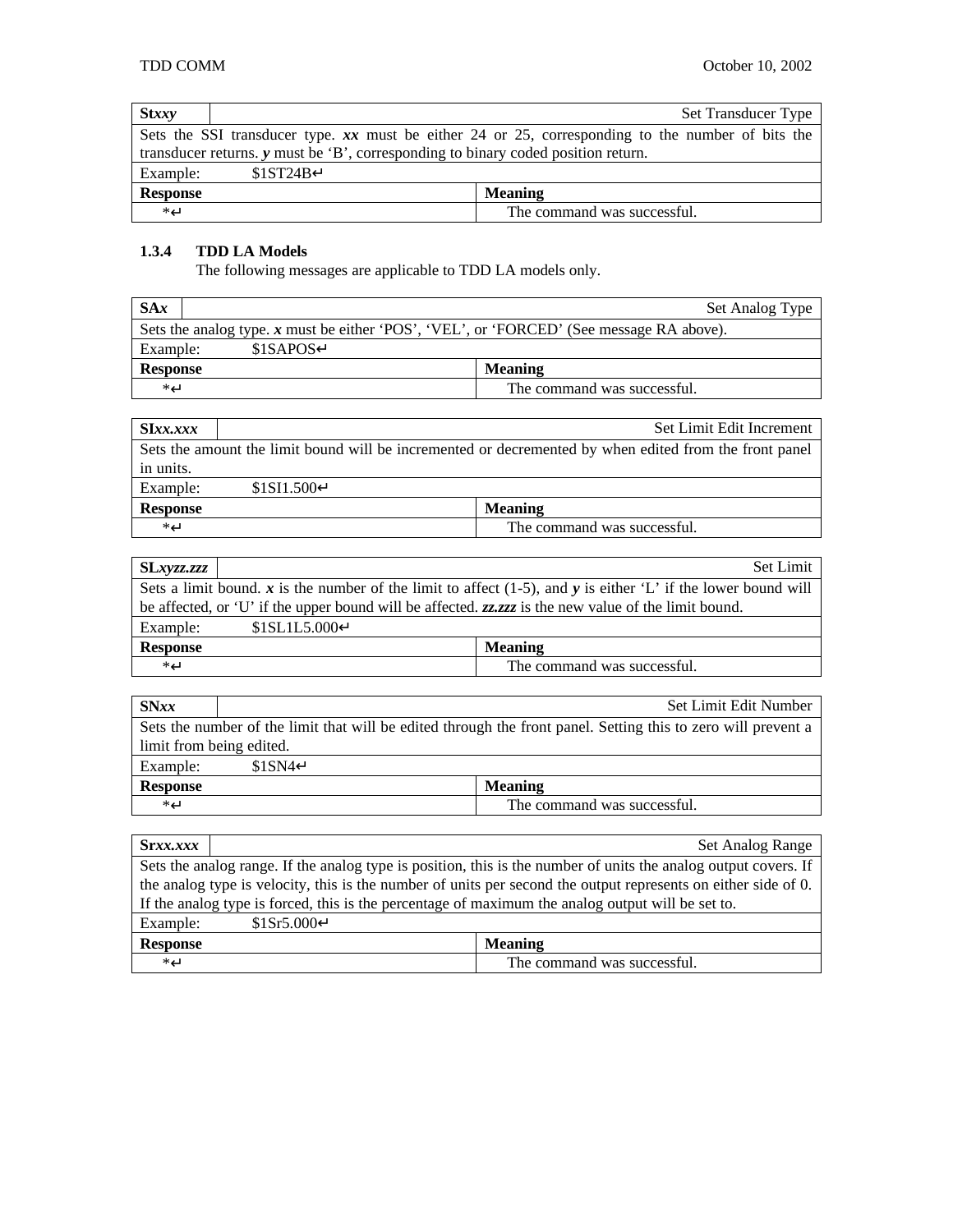| **St*xxy*** | Set Transducer Type |
|---|---|
| Sets the SSI transducer type. ***xx*** must be either 24 or 25, corresponding to the number of bits the transducer returns. ***y*** must be 'B', corresponding to binary coded position return. | |
| Example: $1ST24B↵ | |
| **Response** | **Meaning** |
| *↵ | The command was successful. |

### 1.3.4 TDD LA Models

The following messages are applicable to TDD LA models only.

| **SA*x*** | Set Analog Type |
|---|---|
| Sets the analog type. ***x*** must be either 'POS', 'VEL', or 'FORCED' (See message RA above). | |
| Example: $1SAPOS↵ | |
| **Response** | **Meaning** |
| *↵ | The command was successful. |

| **SI*xx.xxx*** | Set Limit Edit Increment |
|---|---|
| Sets the amount the limit bound will be incremented or decremented by when edited from the front panel in units. | |
| Example: $1SI1.500↵ | |
| **Response** | **Meaning** |
| *↵ | The command was successful. |

| **SL*xyzz.zzz*** | Set Limit |
|---|---|
| Sets a limit bound. ***x*** is the number of the limit to affect (1-5), and ***y*** is either 'L' if the lower bound will be affected, or 'U' if the upper bound will be affected. ***zz.zzz*** is the new value of the limit bound. | |
| Example: $1SL1L5.000↵ | |
| **Response** | **Meaning** |
| *↵ | The command was successful. |

| **SN*xx*** | Set Limit Edit Number |
|---|---|
| Sets the number of the limit that will be edited through the front panel. Setting this to zero will prevent a limit from being edited. | |
| Example: $1SN4↵ | |
| **Response** | **Meaning** |
| *↵ | The command was successful. |

| **Sr*xx.xxx*** | Set Analog Range |
|---|---|
| Sets the analog range. If the analog type is position, this is the number of units the analog output covers. If the analog type is velocity, this is the number of units per second the output represents on either side of 0. If the analog type is forced, this is the percentage of maximum the analog output will be set to. | |
| Example: $1Sr5.000↵ | |
| **Response** | **Meaning** |
| *↵ | The command was successful. |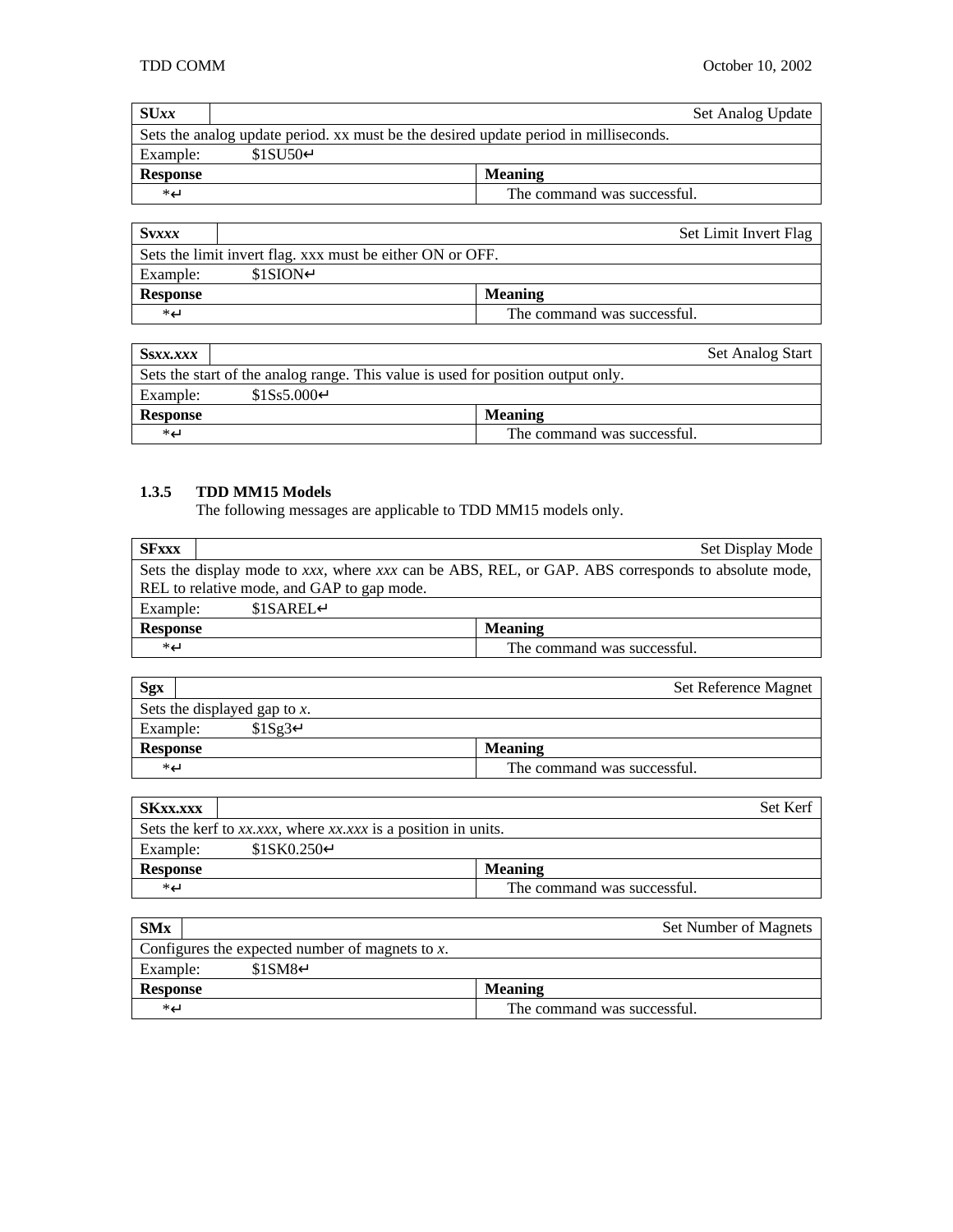| **SU*xx*** | Set Analog Update |
|---|---|
| Sets the analog update period. xx must be the desired update period in milliseconds. | |
| Example: $1SU50↵ | |
| **Response** | **Meaning** |
| *↵ | The command was successful. |

| **Sv*xxx*** | Set Limit Invert Flag |
|---|---|
| Sets the limit invert flag. xxx must be either ON or OFF. | |
| Example: $1SION↵ | |
| **Response** | **Meaning** |
| *↵ | The command was successful. |

| **Ss*xx.xxx*** | Set Analog Start |
|---|---|
| Sets the start of the analog range. This value is used for position output only. | |
| Example: $1Ss5.000↵ | |
| **Response** | **Meaning** |
| *↵ | The command was successful. |

### 1.3.5 TDD MM15 Models

The following messages are applicable to TDD MM15 models only.

| **SFxxx** | Set Display Mode |
|---|---|
| Sets the display mode to *xxx*, where *xxx* can be ABS, REL, or GAP. ABS corresponds to absolute mode, REL to relative mode, and GAP to gap mode. | |
| Example: $1SAREL↵ | |
| **Response** | **Meaning** |
| *↵ | The command was successful. |

| **Sgx** | Set Reference Magnet |
|---|---|
| Sets the displayed gap to *x*. | |
| Example: $1Sg3↵ | |
| **Response** | **Meaning** |
| *↵ | The command was successful. |

| **SKxx.xxx** | Set Kerf |
|---|---|
| Sets the kerf to *xx.xxx*, where *xx.xxx* is a position in units. | |
| Example: $1SK0.250↵ | |
| **Response** | **Meaning** |
| *↵ | The command was successful. |

| **SMx** | Set Number of Magnets |
|---|---|
| Configures the expected number of magnets to *x*. | |
| Example: $1SM8↵ | |
| **Response** | **Meaning** |
| *↵ | The command was successful. |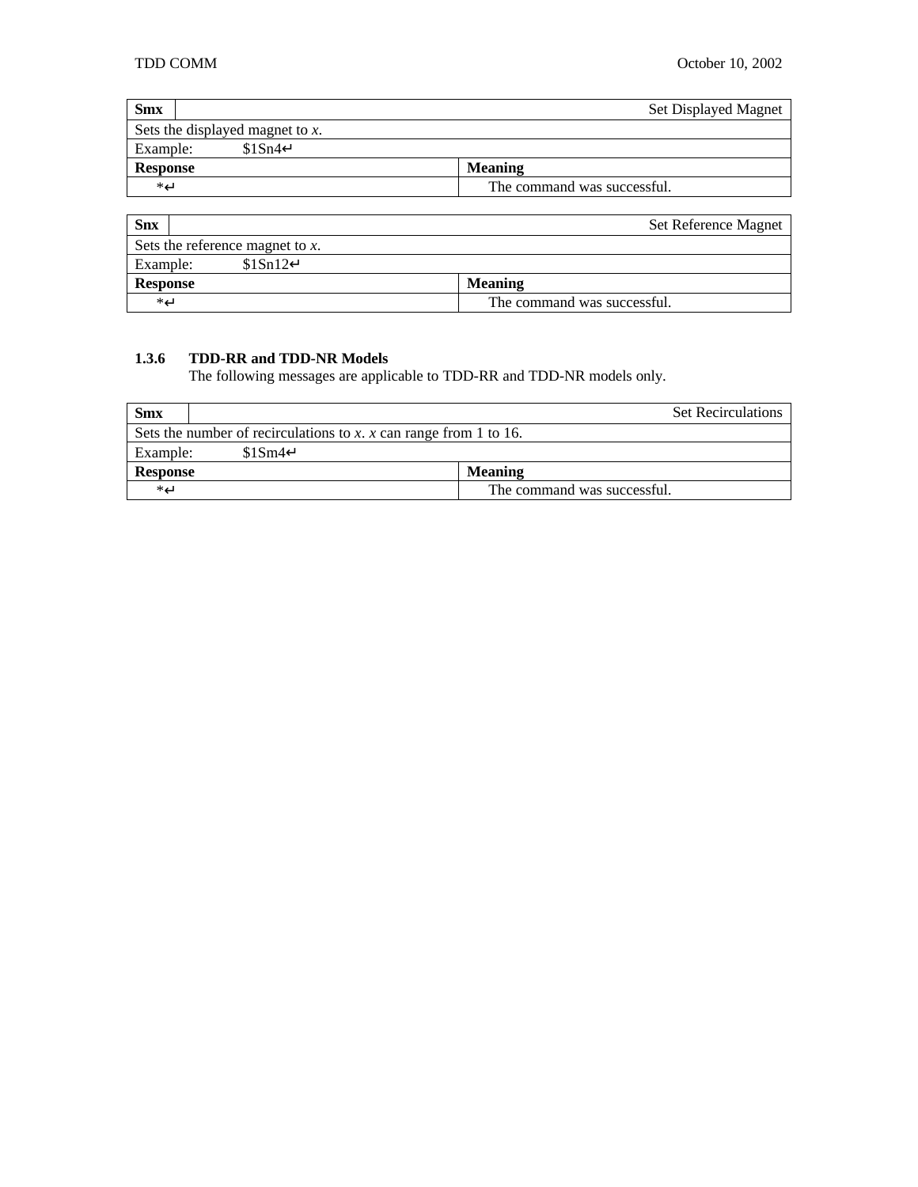| **Smx** | Set Displayed Magnet |
|---|---|
| Sets the displayed magnet to *x*. | |
| Example: $1Sn4↵ | |
| **Response** | **Meaning** |
| *↵ | The command was successful. |

| **Snx** | Set Reference Magnet |
|---|---|
| Sets the reference magnet to *x*. | |
| Example: $1Sn12↵ | |
| **Response** | **Meaning** |
| *↵ | The command was successful. |

### 1.3.6 TDD-RR and TDD-NR Models

The following messages are applicable to TDD-RR and TDD-NR models only.

| **Smx** | Set Recirculations |
|---|---|
| Sets the number of recirculations to *x*. *x* can range from 1 to 16. | |
| Example: $1Sm4↵ | |
| **Response** | **Meaning** |
| *↵ | The command was successful. |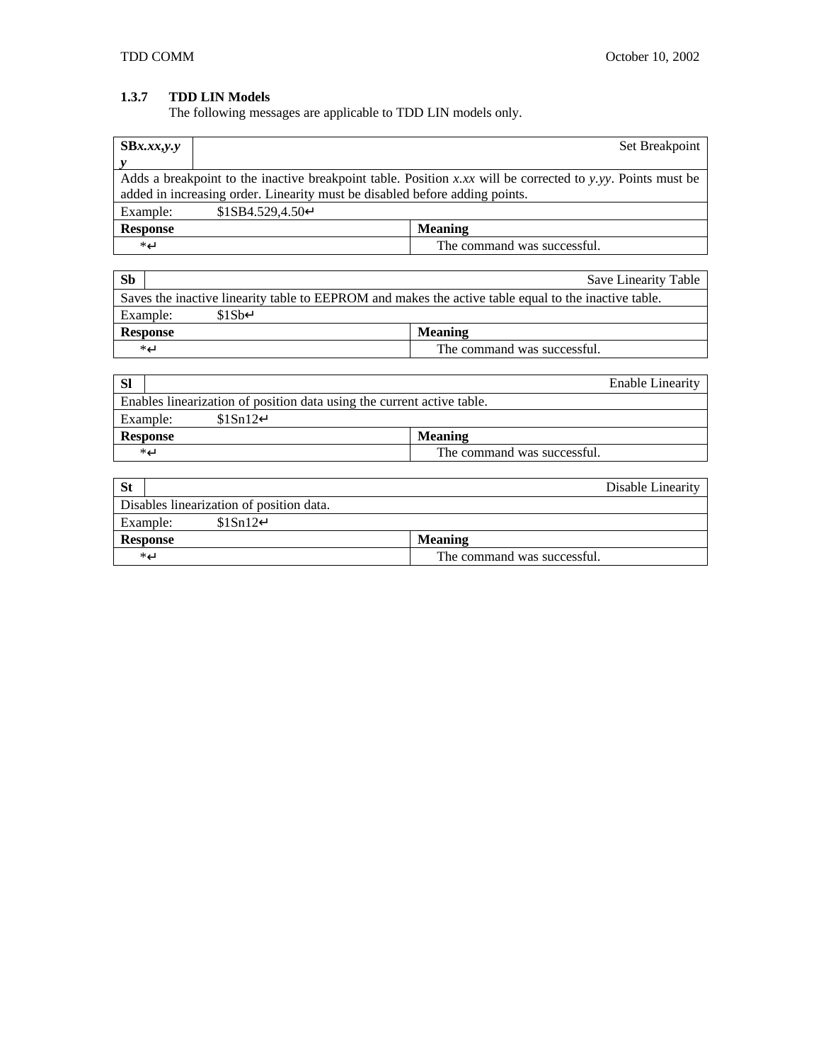### 1.3.7 TDD LIN Models

The following messages are applicable to TDD LIN models only.

| **SB*x.xx*,*y.yy*** | Set Breakpoint |
|---|---|
| Adds a breakpoint to the inactive breakpoint table. Position *x.xx* will be corrected to *y.yy*. Points must be added in increasing order. Linearity must be disabled before adding points. | |
| Example: $1SB4.529,4.50↵ | |
| **Response** | **Meaning** |
| *↵ | The command was successful. |

| **Sb** | Save Linearity Table |
|---|---|
| Saves the inactive linearity table to EEPROM and makes the active table equal to the inactive table. | |
| Example: $1Sb↵ | |
| **Response** | **Meaning** |
| *↵ | The command was successful. |

| **Sl** | Enable Linearity |
|---|---|
| Enables linearization of position data using the current active table. | |
| Example: $1Sn12↵ | |
| **Response** | **Meaning** |
| *↵ | The command was successful. |

| **St** | Disable Linearity |
|---|---|
| Disables linearization of position data. | |
| Example: $1Sn12↵ | |
| **Response** | **Meaning** |
| *↵ | The command was successful. |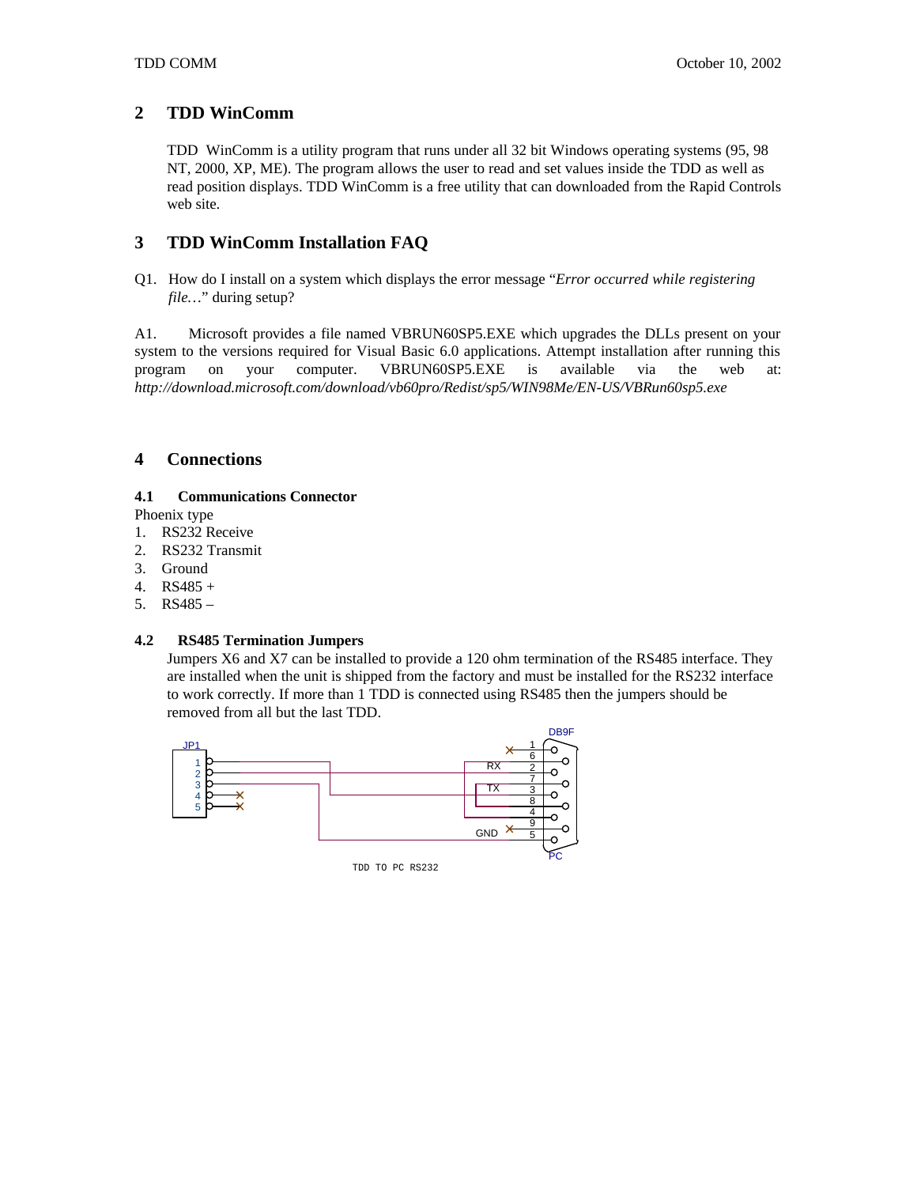## 2 TDD WinComm

TDD WinComm is a utility program that runs under all 32 bit Windows operating systems (95, 98 NT, 2000, XP, ME). The program allows the user to read and set values inside the TDD as well as read position displays. TDD WinComm is a free utility that can downloaded from the Rapid Controls web site.

## 3 TDD WinComm Installation FAQ

Q1. How do I install on a system which displays the error message "*Error occurred while registering file…*" during setup?

A1. Microsoft provides a file named VBRUN60SP5.EXE which upgrades the DLLs present on your system to the versions required for Visual Basic 6.0 applications. Attempt installation after running this program on your computer. VBRUN60SP5.EXE is available via the web at: *http://download.microsoft.com/download/vb60pro/Redist/sp5/WIN98Me/EN-US/VBRun60sp5.exe*

## 4 Connections

### 4.1 Communications Connector

Phoenix type

1. RS232 Receive
2. RS232 Transmit
3. Ground
4. RS485 +
5. RS485 –

### 4.2 RS485 Termination Jumpers

Jumpers X6 and X7 can be installed to provide a 120 ohm termination of the RS485 interface. They are installed when the unit is shipped from the factory and must be installed for the RS232 interface to work correctly. If more than 1 TDD is connected using RS485 then the jumpers should be removed from all but the last TDD.

JP1
1
2
3
4
5

DB9F
1
6
RX 2
7
TX 3
8
4
9
GND 5
PC

TDD TO PC RS232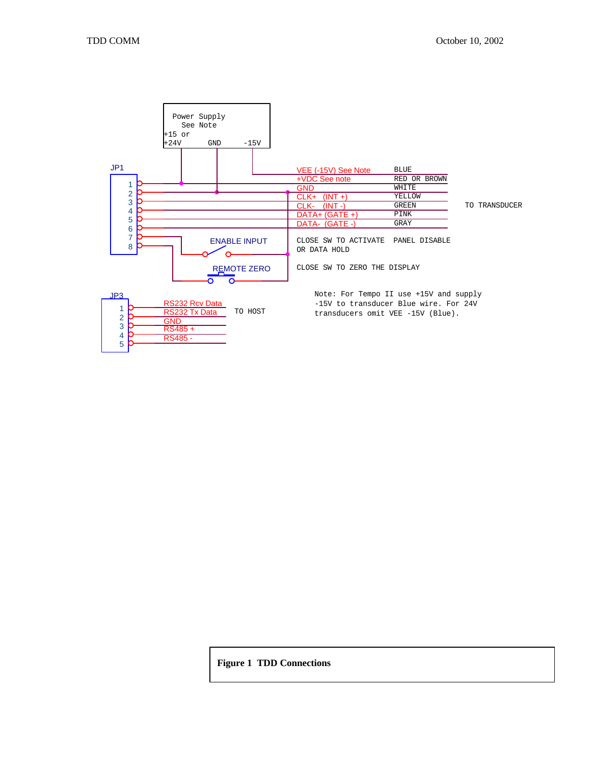Power Supply
See Note
+15 or
+24V GND -15V

JP1

1
2
3
4
5
6
7
8

VEE (-15V) See Note BLUE
+VDC See note RED OR BROWN
GND WHITE
CLK+ (INT +) YELLOW
CLK- (INT -) GREEN
DATA+ (GATE +) PINK
DATA- (GATE -) GRAY

TO TRANSDUCER

ENABLE INPUT

CLOSE SW TO ACTIVATE PANEL DISABLE
OR DATA HOLD

REMOTE ZERO

CLOSE SW TO ZERO THE DISPLAY

JP3

1
2
3
4
5

RS232 Rcv Data
RS232 Tx Data
GND
RS485 +
RS485 -

TO HOST

Note: For Tempo II use +15V and supply -15V to transducer Blue wire. For 24V transducers omit VEE -15V (Blue).

**Figure 1 TDD Connections**